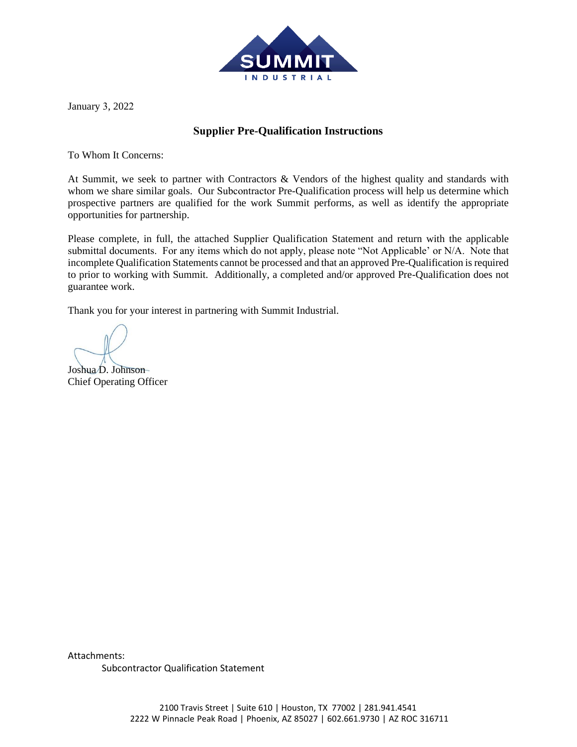SUMMIT INDUSTRIAL

January 3, 2022

## Supplier Pre-Qualification Instructions

To Whom It Concerns:

At Summit, we seek to partner with Contractors & Vendors of the highest quality and standards with whom we share similar goals. Our Subcontractor Pre-Qualification process will help us determine which prospective partners are qualified for the work Summit performs, as well as identify the appropriate opportunities for partnership.

Please complete, in full, the attached Supplier Qualification Statement and return with the applicable submittal documents. For any items which do not apply, please note "Not Applicable' or N/A. Note that incomplete Qualification Statements cannot be processed and that an approved Pre-Qualification is required to prior to working with Summit. Additionally, a completed and/or approved Pre-Qualification does not guarantee work.

Thank you for your interest in partnering with Summit Industrial.

Joshua D. Johnson
Chief Operating Officer

Attachments:
Subcontractor Qualification Statement

2100 Travis Street | Suite 610 | Houston, TX 77002 | 281.941.4541
2222 W Pinnacle Peak Road | Phoenix, AZ 85027 | 602.661.9730 | AZ ROC 316711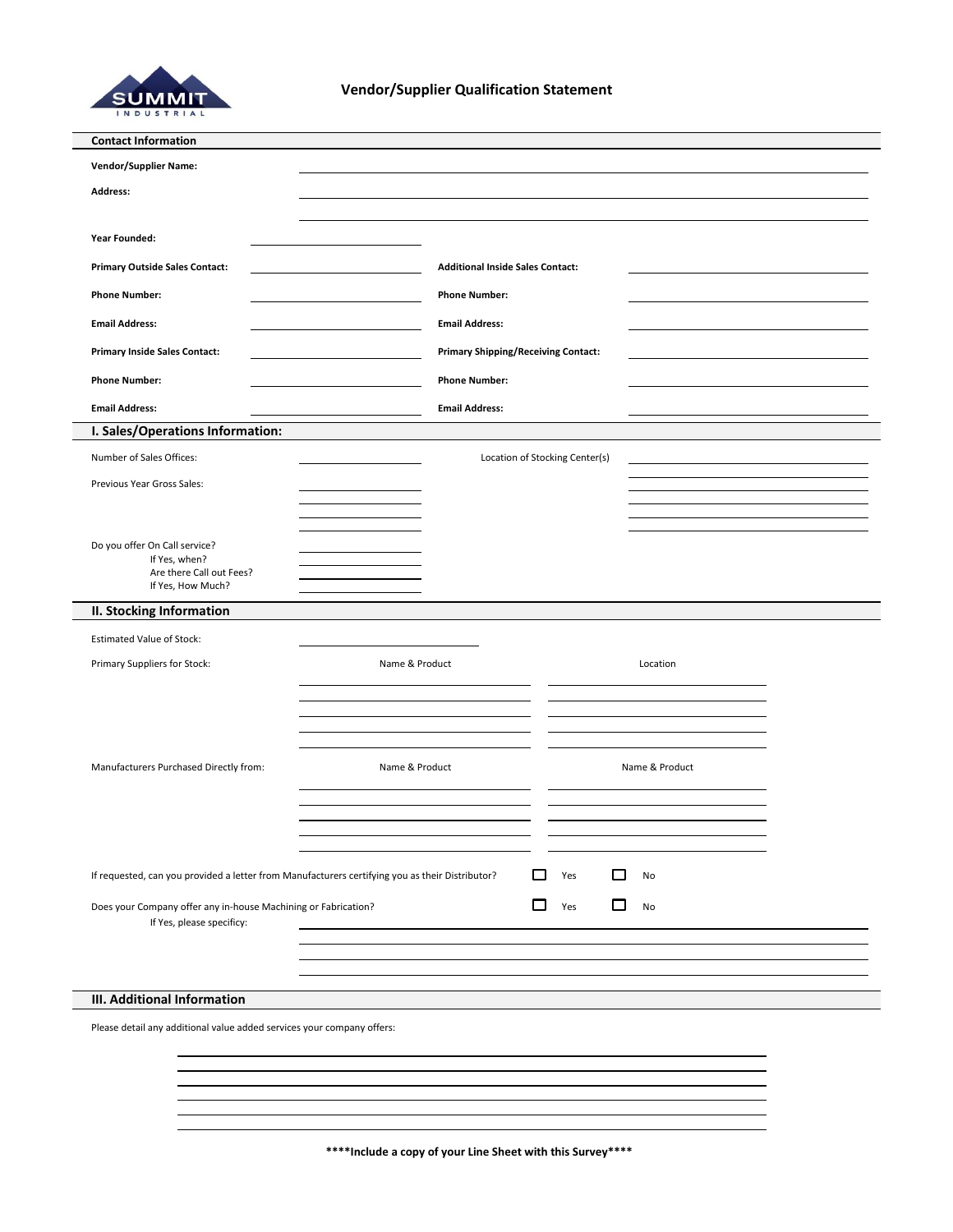SUMMIT INDUSTRIAL

# Vendor/Supplier Qualification Statement

## Contact Information

**Vendor/Supplier Name:** ______________________________

**Address:** ______________________________

______________________________

**Year Founded:** ____________

| | | | |
|---|---|---|---|
| **Primary Outside Sales Contact:** | ____________ | **Additional Inside Sales Contact:** | ____________ |
| **Phone Number:** | ____________ | **Phone Number:** | ____________ |
| **Email Address:** | ____________ | **Email Address:** | ____________ |
| **Primary Inside Sales Contact:** | ____________ | **Primary Shipping/Receiving Contact:** | ____________ |
| **Phone Number:** | ____________ | **Phone Number:** | ____________ |
| **Email Address:** | ____________ | **Email Address:** | ____________ |

## I. Sales/Operations Information:

Number of Sales Offices: ____________

Location of Stocking Center(s) ____________

Previous Year Gross Sales: ____________

Do you offer On Call service? ____________

If Yes, when? ____________

Are there Call out Fees? ____________

If Yes, How Much? ____________

## II. Stocking Information

Estimated Value of Stock: ____________

Primary Suppliers for Stock:

| Name & Product | Location |
|---|---|
| | |
| | |
| | |
| | |
| | |

Manufacturers Purchased Directly from:

| Name & Product | Name & Product |
|---|---|
| | |
| | |
| | |
| | |
| | |

If requested, can you provided a letter from Manufacturers certifying you as their Distributor? ☐ Yes ☐ No

Does your Company offer any in-house Machining or Fabrication? ☐ Yes ☐ No

If Yes, please specificy: ______________________________

## III. Additional Information

Please detail any additional value added services your company offers:

______________________________

**\*\*\*\*Include a copy of your Line Sheet with this Survey\*\*\*\***